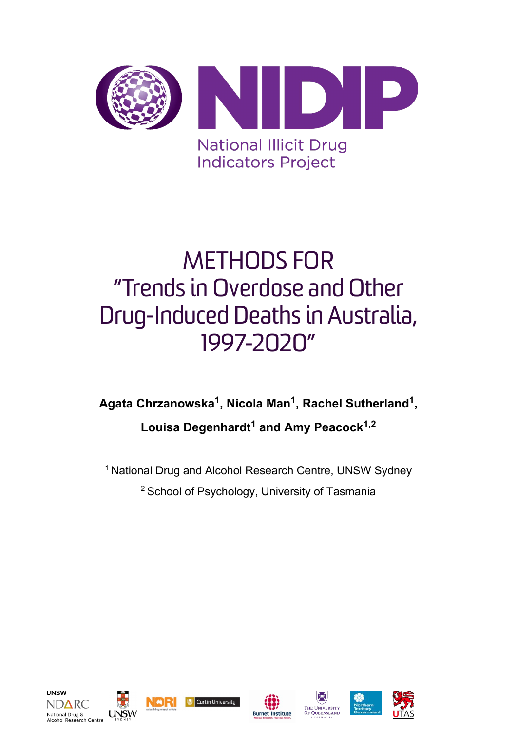# NIDIP

National Illicit Drug Indicators Project

# METHODS FOR "Trends in Overdose and Other Drug-Induced Deaths in Australia, 1997-2020"

**Agata Chrzanowska[1], Nicola Man[1], Rachel Sutherland[1], Louisa Degenhardt[1] and Amy Peacock[1,2]**

[1] National Drug and Alcohol Research Centre, UNSW Sydney

[2] School of Psychology, University of Tasmania

UNSW NDARC National Drug & Alcohol Research Centre | UNSW Sydney | NDRI | Curtin University | Burnet Institute | The University of Queensland Australia | Northern Territory Government | UTAS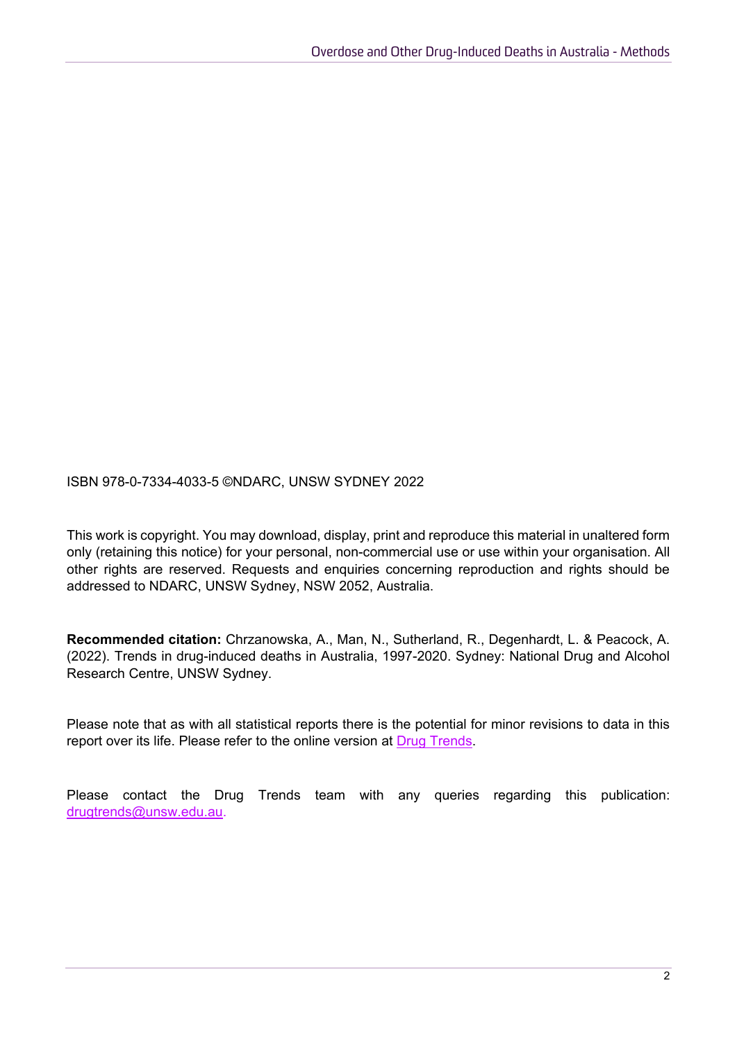ISBN 978-0-7334-4033-5 ©NDARC, UNSW SYDNEY 2022

This work is copyright. You may download, display, print and reproduce this material in unaltered form only (retaining this notice) for your personal, non-commercial use or use within your organisation. All other rights are reserved. Requests and enquiries concerning reproduction and rights should be addressed to NDARC, UNSW Sydney, NSW 2052, Australia.

**Recommended citation:** Chrzanowska, A., Man, N., Sutherland, R., Degenhardt, L. & Peacock, A. (2022). Trends in drug-induced deaths in Australia, 1997-2020. Sydney: National Drug and Alcohol Research Centre, UNSW Sydney.

Please note that as with all statistical reports there is the potential for minor revisions to data in this report over its life. Please refer to the online version at Drug Trends.

Please contact the Drug Trends team with any queries regarding this publication: drugtrends@unsw.edu.au.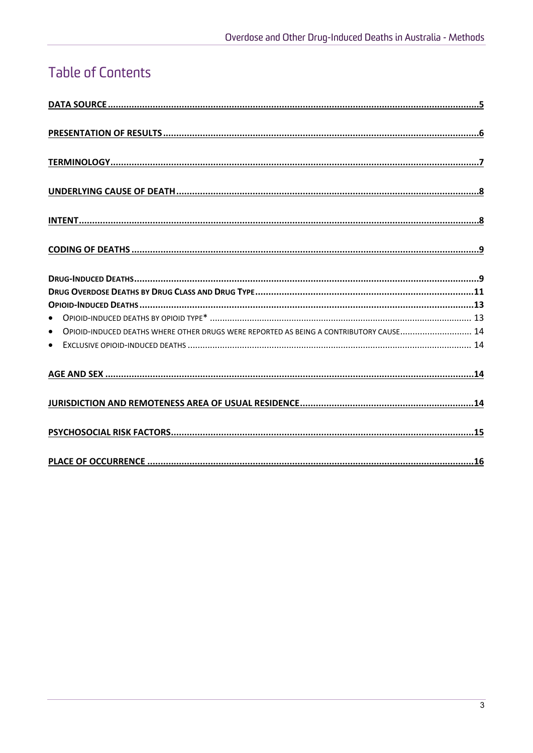# Table of Contents

DATA SOURCE ..... 5

PRESENTATION OF RESULTS ..... 6

TERMINOLOGY ..... 7

UNDERLYING CAUSE OF DEATH ..... 8

INTENT ..... 8

CODING OF DEATHS ..... 9

DRUG-INDUCED DEATHS ..... 9
DRUG OVERDOSE DEATHS BY DRUG CLASS AND DRUG TYPE ..... 11
OPIOID-INDUCED DEATHS ..... 13
- OPIOID-INDUCED DEATHS BY OPIOID TYPE* ..... 13
- OPIOID-INDUCED DEATHS WHERE OTHER DRUGS WERE REPORTED AS BEING A CONTRIBUTORY CAUSE ..... 14
- EXCLUSIVE OPIOID-INDUCED DEATHS ..... 14

AGE AND SEX ..... 14

JURISDICTION AND REMOTENESS AREA OF USUAL RESIDENCE ..... 14

PSYCHOSOCIAL RISK FACTORS ..... 15

PLACE OF OCCURRENCE ..... 16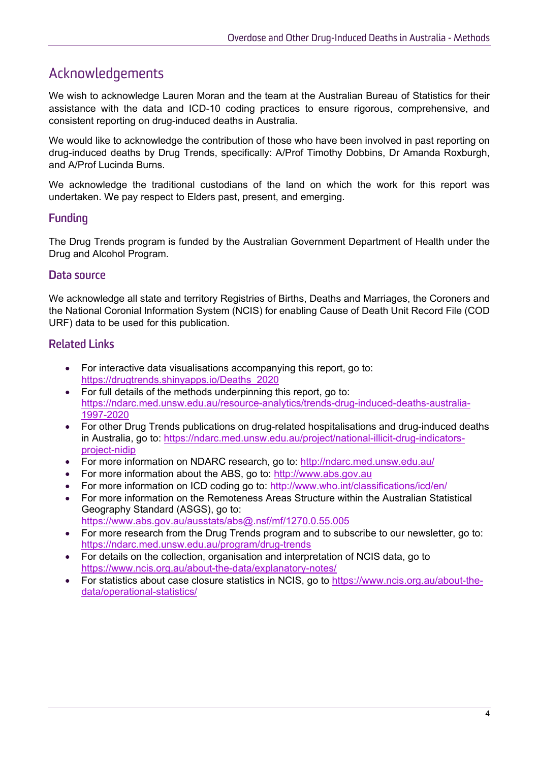# Acknowledgements

We wish to acknowledge Lauren Moran and the team at the Australian Bureau of Statistics for their assistance with the data and ICD-10 coding practices to ensure rigorous, comprehensive, and consistent reporting on drug-induced deaths in Australia.

We would like to acknowledge the contribution of those who have been involved in past reporting on drug-induced deaths by Drug Trends, specifically: A/Prof Timothy Dobbins, Dr Amanda Roxburgh, and A/Prof Lucinda Burns.

We acknowledge the traditional custodians of the land on which the work for this report was undertaken. We pay respect to Elders past, present, and emerging.

## Funding

The Drug Trends program is funded by the Australian Government Department of Health under the Drug and Alcohol Program.

## Data source

We acknowledge all state and territory Registries of Births, Deaths and Marriages, the Coroners and the National Coronial Information System (NCIS) for enabling Cause of Death Unit Record File (COD URF) data to be used for this publication.

## Related Links

- For interactive data visualisations accompanying this report, go to: https://drugtrends.shinyapps.io/Deaths_2020
- For full details of the methods underpinning this report, go to: https://ndarc.med.unsw.edu.au/resource-analytics/trends-drug-induced-deaths-australia-1997-2020
- For other Drug Trends publications on drug-related hospitalisations and drug-induced deaths in Australia, go to: https://ndarc.med.unsw.edu.au/project/national-illicit-drug-indicators-project-nidip
- For more information on NDARC research, go to: http://ndarc.med.unsw.edu.au/
- For more information about the ABS, go to: http://www.abs.gov.au
- For more information on ICD coding go to: http://www.who.int/classifications/icd/en/
- For more information on the Remoteness Areas Structure within the Australian Statistical Geography Standard (ASGS), go to: https://www.abs.gov.au/ausstats/abs@.nsf/mf/1270.0.55.005
- For more research from the Drug Trends program and to subscribe to our newsletter, go to: https://ndarc.med.unsw.edu.au/program/drug-trends
- For details on the collection, organisation and interpretation of NCIS data, go to https://www.ncis.org.au/about-the-data/explanatory-notes/
- For statistics about case closure statistics in NCIS, go to https://www.ncis.org.au/about-the-data/operational-statistics/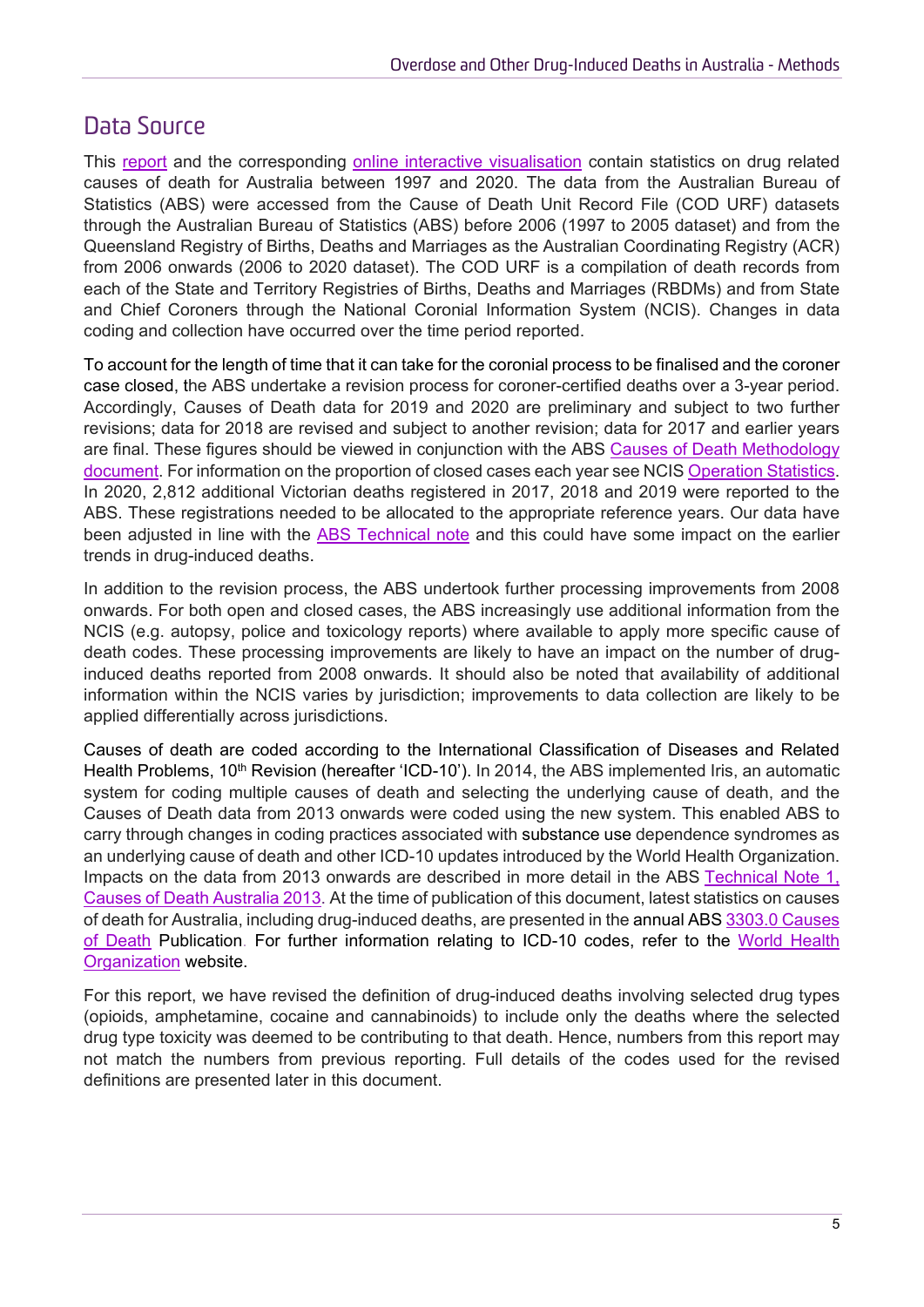## Data Source

This report and the corresponding online interactive visualisation contain statistics on drug related causes of death for Australia between 1997 and 2020. The data from the Australian Bureau of Statistics (ABS) were accessed from the Cause of Death Unit Record File (COD URF) datasets through the Australian Bureau of Statistics (ABS) before 2006 (1997 to 2005 dataset) and from the Queensland Registry of Births, Deaths and Marriages as the Australian Coordinating Registry (ACR) from 2006 onwards (2006 to 2020 dataset). The COD URF is a compilation of death records from each of the State and Territory Registries of Births, Deaths and Marriages (RBDMs) and from State and Chief Coroners through the National Coronial Information System (NCIS). Changes in data coding and collection have occurred over the time period reported.

To account for the length of time that it can take for the coronial process to be finalised and the coroner case closed, the ABS undertake a revision process for coroner-certified deaths over a 3-year period. Accordingly, Causes of Death data for 2019 and 2020 are preliminary and subject to two further revisions; data for 2018 are revised and subject to another revision; data for 2017 and earlier years are final. These figures should be viewed in conjunction with the ABS Causes of Death Methodology document. For information on the proportion of closed cases each year see NCIS Operation Statistics. In 2020, 2,812 additional Victorian deaths registered in 2017, 2018 and 2019 were reported to the ABS. These registrations needed to be allocated to the appropriate reference years. Our data have been adjusted in line with the ABS Technical note and this could have some impact on the earlier trends in drug-induced deaths.

In addition to the revision process, the ABS undertook further processing improvements from 2008 onwards. For both open and closed cases, the ABS increasingly use additional information from the NCIS (e.g. autopsy, police and toxicology reports) where available to apply more specific cause of death codes. These processing improvements are likely to have an impact on the number of drug-induced deaths reported from 2008 onwards. It should also be noted that availability of additional information within the NCIS varies by jurisdiction; improvements to data collection are likely to be applied differentially across jurisdictions.

Causes of death are coded according to the International Classification of Diseases and Related Health Problems, 10th Revision (hereafter 'ICD-10'). In 2014, the ABS implemented Iris, an automatic system for coding multiple causes of death and selecting the underlying cause of death, and the Causes of Death data from 2013 onwards were coded using the new system. This enabled ABS to carry through changes in coding practices associated with substance use dependence syndromes as an underlying cause of death and other ICD-10 updates introduced by the World Health Organization. Impacts on the data from 2013 onwards are described in more detail in the ABS Technical Note 1, Causes of Death Australia 2013. At the time of publication of this document, latest statistics on causes of death for Australia, including drug-induced deaths, are presented in the annual ABS 3303.0 Causes of Death Publication. For further information relating to ICD-10 codes, refer to the World Health Organization website.

For this report, we have revised the definition of drug-induced deaths involving selected drug types (opioids, amphetamine, cocaine and cannabinoids) to include only the deaths where the selected drug type toxicity was deemed to be contributing to that death. Hence, numbers from this report may not match the numbers from previous reporting. Full details of the codes used for the revised definitions are presented later in this document.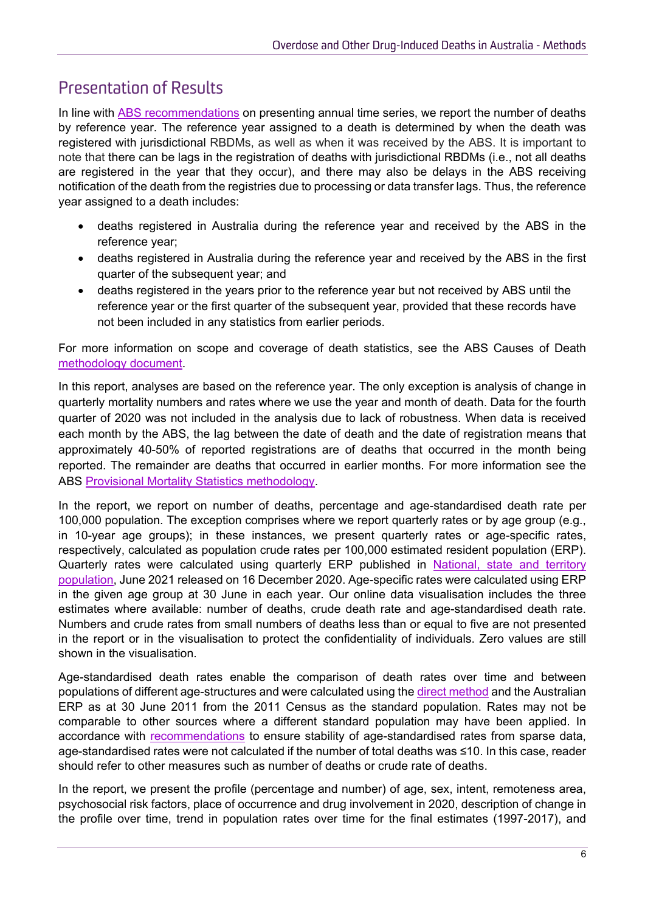## Presentation of Results

In line with ABS recommendations on presenting annual time series, we report the number of deaths by reference year. The reference year assigned to a death is determined by when the death was registered with jurisdictional RBDMs, as well as when it was received by the ABS. It is important to note that there can be lags in the registration of deaths with jurisdictional RBDMs (i.e., not all deaths are registered in the year that they occur), and there may also be delays in the ABS receiving notification of the death from the registries due to processing or data transfer lags. Thus, the reference year assigned to a death includes:

- deaths registered in Australia during the reference year and received by the ABS in the reference year;
- deaths registered in Australia during the reference year and received by the ABS in the first quarter of the subsequent year; and
- deaths registered in the years prior to the reference year but not received by ABS until the reference year or the first quarter of the subsequent year, provided that these records have not been included in any statistics from earlier periods.

For more information on scope and coverage of death statistics, see the ABS Causes of Death methodology document.

In this report, analyses are based on the reference year. The only exception is analysis of change in quarterly mortality numbers and rates where we use the year and month of death. Data for the fourth quarter of 2020 was not included in the analysis due to lack of robustness. When data is received each month by the ABS, the lag between the date of death and the date of registration means that approximately 40-50% of reported registrations are of deaths that occurred in the month being reported. The remainder are deaths that occurred in earlier months. For more information see the ABS Provisional Mortality Statistics methodology.

In the report, we report on number of deaths, percentage and age-standardised death rate per 100,000 population. The exception comprises where we report quarterly rates or by age group (e.g., in 10-year age groups); in these instances, we present quarterly rates or age-specific rates, respectively, calculated as population crude rates per 100,000 estimated resident population (ERP). Quarterly rates were calculated using quarterly ERP published in National, state and territory population, June 2021 released on 16 December 2020. Age-specific rates were calculated using ERP in the given age group at 30 June in each year. Our online data visualisation includes the three estimates where available: number of deaths, crude death rate and age-standardised death rate. Numbers and crude rates from small numbers of deaths less than or equal to five are not presented in the report or in the visualisation to protect the confidentiality of individuals. Zero values are still shown in the visualisation.

Age-standardised death rates enable the comparison of death rates over time and between populations of different age-structures and were calculated using the direct method and the Australian ERP as at 30 June 2011 from the 2011 Census as the standard population. Rates may not be comparable to other sources where a different standard population may have been applied. In accordance with recommendations to ensure stability of age-standardised rates from sparse data, age-standardised rates were not calculated if the number of total deaths was ≤10. In this case, reader should refer to other measures such as number of deaths or crude rate of deaths.

In the report, we present the profile (percentage and number) of age, sex, intent, remoteness area, psychosocial risk factors, place of occurrence and drug involvement in 2020, description of change in the profile over time, trend in population rates over time for the final estimates (1997-2017), and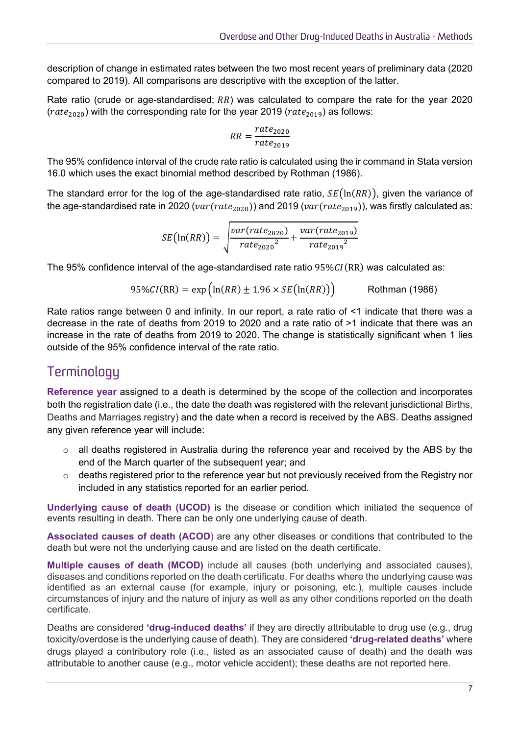description of change in estimated rates between the two most recent years of preliminary data (2020 compared to 2019). All comparisons are descriptive with the exception of the latter.

Rate ratio (crude or age-standardised; $RR$) was calculated to compare the rate for the year 2020 ($rate_{2020}$) with the corresponding rate for the year 2019 ($rate_{2019}$) as follows:

$$RR = \frac{rate_{2020}}{rate_{2019}}$$

The 95% confidence interval of the crude rate ratio is calculated using the ir command in Stata version 16.0 which uses the exact binomial method described by Rothman (1986).

The standard error for the log of the age-standardised rate ratio, $SE(\ln(RR))$, given the variance of the age-standardised rate in 2020 ($var(rate_{2020})$) and 2019 ($var(rate_{2019})$), was firstly calculated as:

$$SE(\ln(RR)) = \sqrt{\frac{var(rate_{2020})}{{rate_{2020}}^2} + \frac{var(rate_{2019})}{{rate_{2019}}^2}}$$

The 95% confidence interval of the age-standardised rate ratio $95\%CI(\mathrm{RR})$ was calculated as:

$$95\%CI(\mathrm{RR}) = \exp\left(\ln(RR) \pm 1.96 \times SE(\ln(RR))\right)$$ Rothman (1986)

Rate ratios range between 0 and infinity. In our report, a rate ratio of <1 indicate that there was a decrease in the rate of deaths from 2019 to 2020 and a rate ratio of >1 indicate that there was an increase in the rate of deaths from 2019 to 2020. The change is statistically significant when 1 lies outside of the 95% confidence interval of the rate ratio.

## Terminology

**Reference year** assigned to a death is determined by the scope of the collection and incorporates both the registration date (i.e., the date the death was registered with the relevant jurisdictional Births, Deaths and Marriages registry) and the date when a record is received by the ABS. Deaths assigned any given reference year will include:

- all deaths registered in Australia during the reference year and received by the ABS by the end of the March quarter of the subsequent year; and
- deaths registered prior to the reference year but not previously received from the Registry nor included in any statistics reported for an earlier period.

**Underlying cause of death (UCOD)** is the disease or condition which initiated the sequence of events resulting in death. There can be only one underlying cause of death.

**Associated causes of death (ACOD)** are any other diseases or conditions that contributed to the death but were not the underlying cause and are listed on the death certificate.

**Multiple causes of death (MCOD)** include all causes (both underlying and associated causes), diseases and conditions reported on the death certificate. For deaths where the underlying cause was identified as an external cause (for example, injury or poisoning, etc.), multiple causes include circumstances of injury and the nature of injury as well as any other conditions reported on the death certificate.

Deaths are considered **'drug-induced deaths'** if they are directly attributable to drug use (e.g., drug toxicity/overdose is the underlying cause of death). They are considered **'drug-related deaths'** where drugs played a contributory role (i.e., listed as an associated cause of death) and the death was attributable to another cause (e.g., motor vehicle accident); these deaths are not reported here.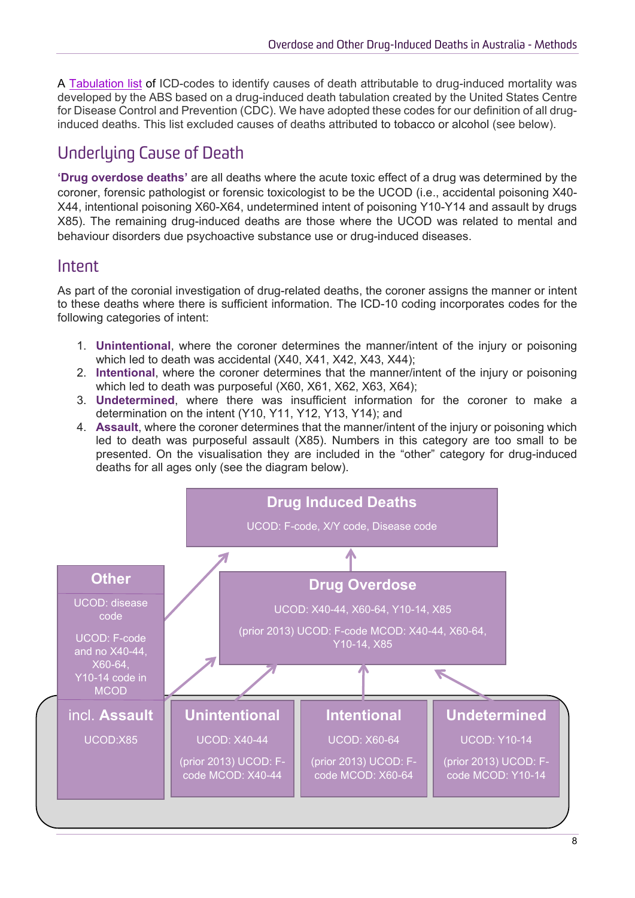A [Tabulation list](#) of ICD-codes to identify causes of death attributable to drug-induced mortality was developed by the ABS based on a drug-induced death tabulation created by the United States Centre for Disease Control and Prevention (CDC). We have adopted these codes for our definition of all drug-induced deaths. This list excluded causes of deaths attributed to tobacco or alcohol (see below).

## Underlying Cause of Death

**'Drug overdose deaths'** are all deaths where the acute toxic effect of a drug was determined by the coroner, forensic pathologist or forensic toxicologist to be the UCOD (i.e., accidental poisoning X40-X44, intentional poisoning X60-X64, undetermined intent of poisoning Y10-Y14 and assault by drugs X85). The remaining drug-induced deaths are those where the UCOD was related to mental and behaviour disorders due psychoactive substance use or drug-induced diseases.

## Intent

As part of the coronial investigation of drug-related deaths, the coroner assigns the manner or intent to these deaths where there is sufficient information. The ICD-10 coding incorporates codes for the following categories of intent:

1. **Unintentional**, where the coroner determines the manner/intent of the injury or poisoning which led to death was accidental (X40, X41, X42, X43, X44);
2. **Intentional**, where the coroner determines that the manner/intent of the injury or poisoning which led to death was purposeful (X60, X61, X62, X63, X64);
3. **Undetermined**, where there was insufficient information for the coroner to make a determination on the intent (Y10, Y11, Y12, Y13, Y14); and
4. **Assault**, where the coroner determines that the manner/intent of the injury or poisoning which led to death was purposeful assault (X85). Numbers in this category are too small to be presented. On the visualisation they are included in the "other" category for drug-induced deaths for all ages only (see the diagram below).

**Drug Induced Deaths**
UCOD: F-code, X/Y code, Disease code

**Other**
UCOD: disease code
UCOD: F-code and no X40-44, X60-64, Y10-14 code in MCOD

**Drug Overdose**
UCOD: X40-44, X60-64, Y10-14, X85
(prior 2013) UCOD: F-code MCOD: X40-44, X60-64, Y10-14, X85

**incl. Assault**
UCOD:X85

**Unintentional**
UCOD: X40-44
(prior 2013) UCOD: F-code MCOD: X40-44

**Intentional**
UCOD: X60-64
(prior 2013) UCOD: F-code MCOD: X60-64

**Undetermined**
UCOD: Y10-14
(prior 2013) UCOD: F-code MCOD: Y10-14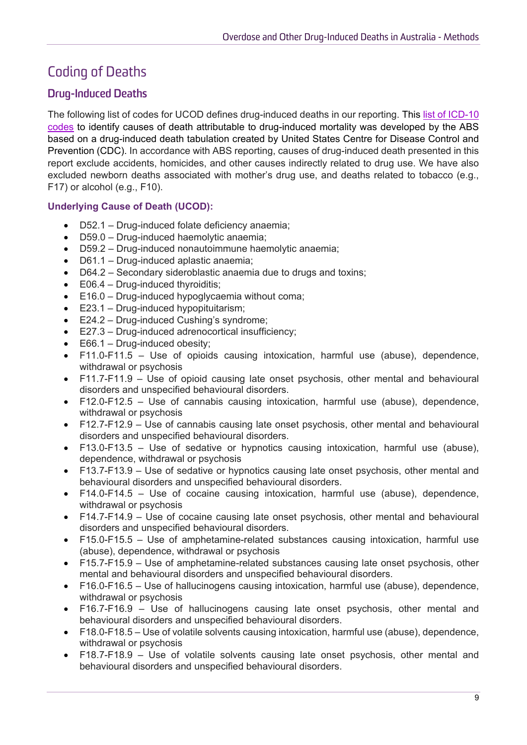# Coding of Deaths

## Drug-Induced Deaths

The following list of codes for UCOD defines drug-induced deaths in our reporting. This [list of ICD-10 codes] to identify causes of death attributable to drug-induced mortality was developed by the ABS based on a drug-induced death tabulation created by United States Centre for Disease Control and Prevention (CDC). In accordance with ABS reporting, causes of drug-induced death presented in this report exclude accidents, homicides, and other causes indirectly related to drug use. We have also excluded newborn deaths associated with mother's drug use, and deaths related to tobacco (e.g., F17) or alcohol (e.g., F10).

### Underlying Cause of Death (UCOD):

- D52.1 – Drug-induced folate deficiency anaemia;
- D59.0 – Drug-induced haemolytic anaemia;
- D59.2 – Drug-induced nonautoimmune haemolytic anaemia;
- D61.1 – Drug-induced aplastic anaemia;
- D64.2 – Secondary sideroblastic anaemia due to drugs and toxins;
- E06.4 – Drug-induced thyroiditis;
- E16.0 – Drug-induced hypoglycaemia without coma;
- E23.1 – Drug-induced hypopituitarism;
- E24.2 – Drug-induced Cushing's syndrome;
- E27.3 – Drug-induced adrenocortical insufficiency;
- E66.1 – Drug-induced obesity;
- F11.0-F11.5 – Use of opioids causing intoxication, harmful use (abuse), dependence, withdrawal or psychosis
- F11.7-F11.9 – Use of opioid causing late onset psychosis, other mental and behavioural disorders and unspecified behavioural disorders.
- F12.0-F12.5 – Use of cannabis causing intoxication, harmful use (abuse), dependence, withdrawal or psychosis
- F12.7-F12.9 – Use of cannabis causing late onset psychosis, other mental and behavioural disorders and unspecified behavioural disorders.
- F13.0-F13.5 – Use of sedative or hypnotics causing intoxication, harmful use (abuse), dependence, withdrawal or psychosis
- F13.7-F13.9 – Use of sedative or hypnotics causing late onset psychosis, other mental and behavioural disorders and unspecified behavioural disorders.
- F14.0-F14.5 – Use of cocaine causing intoxication, harmful use (abuse), dependence, withdrawal or psychosis
- F14.7-F14.9 – Use of cocaine causing late onset psychosis, other mental and behavioural disorders and unspecified behavioural disorders.
- F15.0-F15.5 – Use of amphetamine-related substances causing intoxication, harmful use (abuse), dependence, withdrawal or psychosis
- F15.7-F15.9 – Use of amphetamine-related substances causing late onset psychosis, other mental and behavioural disorders and unspecified behavioural disorders.
- F16.0-F16.5 – Use of hallucinogens causing intoxication, harmful use (abuse), dependence, withdrawal or psychosis
- F16.7-F16.9 – Use of hallucinogens causing late onset psychosis, other mental and behavioural disorders and unspecified behavioural disorders.
- F18.0-F18.5 – Use of volatile solvents causing intoxication, harmful use (abuse), dependence, withdrawal or psychosis
- F18.7-F18.9 – Use of volatile solvents causing late onset psychosis, other mental and behavioural disorders and unspecified behavioural disorders.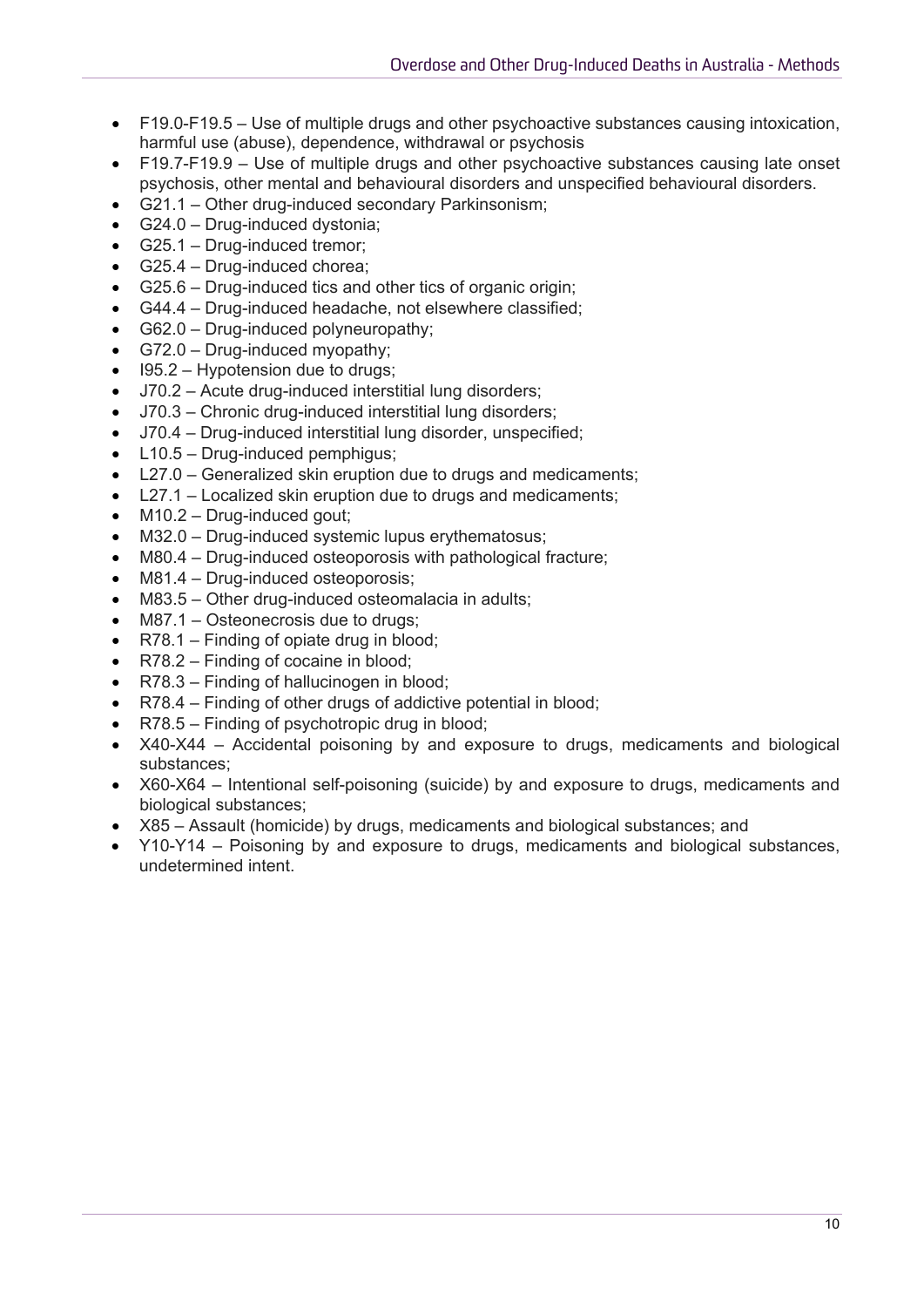- F19.0-F19.5 – Use of multiple drugs and other psychoactive substances causing intoxication, harmful use (abuse), dependence, withdrawal or psychosis
- F19.7-F19.9 – Use of multiple drugs and other psychoactive substances causing late onset psychosis, other mental and behavioural disorders and unspecified behavioural disorders.
- G21.1 – Other drug-induced secondary Parkinsonism;
- G24.0 – Drug-induced dystonia;
- G25.1 – Drug-induced tremor;
- G25.4 – Drug-induced chorea;
- G25.6 – Drug-induced tics and other tics of organic origin;
- G44.4 – Drug-induced headache, not elsewhere classified;
- G62.0 – Drug-induced polyneuropathy;
- G72.0 – Drug-induced myopathy;
- I95.2 – Hypotension due to drugs;
- J70.2 – Acute drug-induced interstitial lung disorders;
- J70.3 – Chronic drug-induced interstitial lung disorders;
- J70.4 – Drug-induced interstitial lung disorder, unspecified;
- L10.5 – Drug-induced pemphigus;
- L27.0 – Generalized skin eruption due to drugs and medicaments;
- L27.1 – Localized skin eruption due to drugs and medicaments;
- M10.2 – Drug-induced gout;
- M32.0 – Drug-induced systemic lupus erythematosus;
- M80.4 – Drug-induced osteoporosis with pathological fracture;
- M81.4 – Drug-induced osteoporosis;
- M83.5 – Other drug-induced osteomalacia in adults;
- M87.1 – Osteonecrosis due to drugs;
- R78.1 – Finding of opiate drug in blood;
- R78.2 – Finding of cocaine in blood;
- R78.3 – Finding of hallucinogen in blood;
- R78.4 – Finding of other drugs of addictive potential in blood;
- R78.5 – Finding of psychotropic drug in blood;
- X40-X44 – Accidental poisoning by and exposure to drugs, medicaments and biological substances;
- X60-X64 – Intentional self-poisoning (suicide) by and exposure to drugs, medicaments and biological substances;
- X85 – Assault (homicide) by drugs, medicaments and biological substances; and
- Y10-Y14 – Poisoning by and exposure to drugs, medicaments and biological substances, undetermined intent.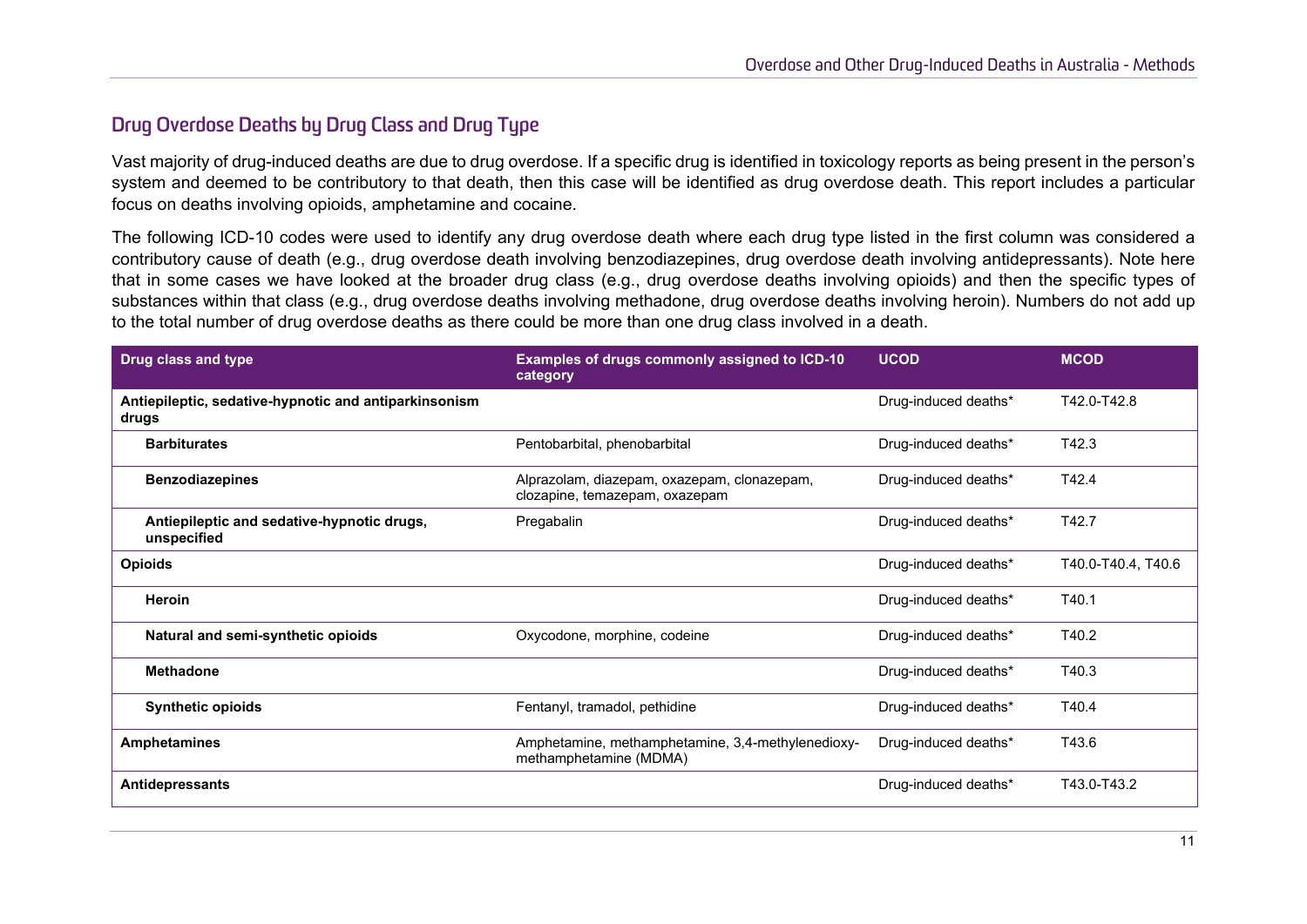## Drug Overdose Deaths by Drug Class and Drug Type

Vast majority of drug-induced deaths are due to drug overdose. If a specific drug is identified in toxicology reports as being present in the person's system and deemed to be contributory to that death, then this case will be identified as drug overdose death. This report includes a particular focus on deaths involving opioids, amphetamine and cocaine.

The following ICD-10 codes were used to identify any drug overdose death where each drug type listed in the first column was considered a contributory cause of death (e.g., drug overdose death involving benzodiazepines, drug overdose death involving antidepressants). Note here that in some cases we have looked at the broader drug class (e.g., drug overdose deaths involving opioids) and then the specific types of substances within that class (e.g., drug overdose deaths involving methadone, drug overdose deaths involving heroin). Numbers do not add up to the total number of drug overdose deaths as there could be more than one drug class involved in a death.

| Drug class and type | Examples of drugs commonly assigned to ICD-10 category | UCOD | MCOD |
|---|---|---|---|
| **Antiepileptic, sedative-hypnotic and antiparkinsonism drugs** | | Drug-induced deaths* | T42.0-T42.8 |
| **Barbiturates** | Pentobarbital, phenobarbital | Drug-induced deaths* | T42.3 |
| **Benzodiazepines** | Alprazolam, diazepam, oxazepam, clonazepam, clozapine, temazepam, oxazepam | Drug-induced deaths* | T42.4 |
| **Antiepileptic and sedative-hypnotic drugs, unspecified** | Pregabalin | Drug-induced deaths* | T42.7 |
| **Opioids** | | Drug-induced deaths* | T40.0-T40.4, T40.6 |
| **Heroin** | | Drug-induced deaths* | T40.1 |
| **Natural and semi-synthetic opioids** | Oxycodone, morphine, codeine | Drug-induced deaths* | T40.2 |
| **Methadone** | | Drug-induced deaths* | T40.3 |
| **Synthetic opioids** | Fentanyl, tramadol, pethidine | Drug-induced deaths* | T40.4 |
| **Amphetamines** | Amphetamine, methamphetamine, 3,4-methylenedioxy-methamphetamine (MDMA) | Drug-induced deaths* | T43.6 |
| **Antidepressants** | | Drug-induced deaths* | T43.0-T43.2 |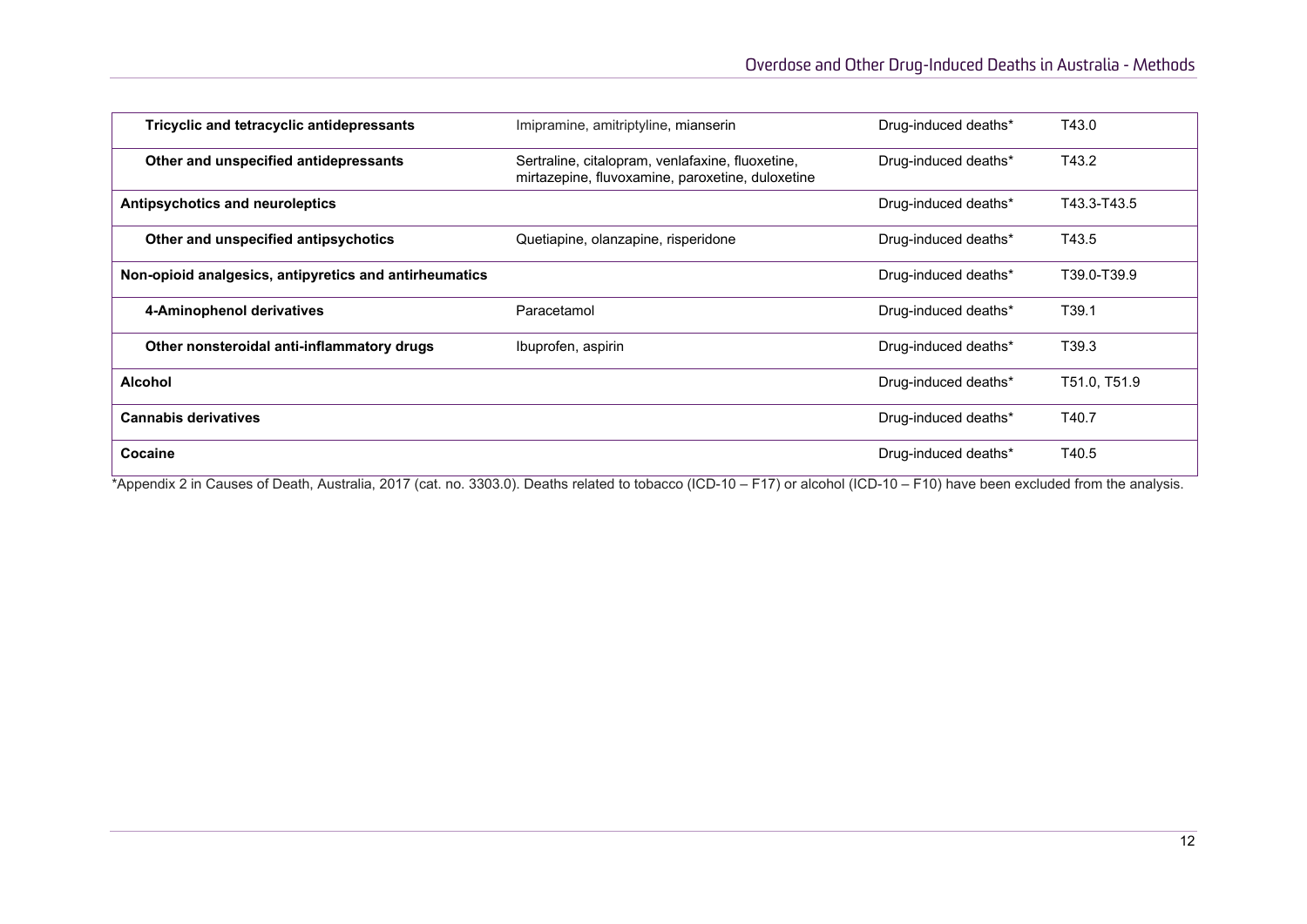| | | | |
|---|---|---|---|
| **Tricyclic and tetracyclic antidepressants** | Imipramine, amitriptyline, mianserin | Drug-induced deaths* | T43.0 |
| **Other and unspecified antidepressants** | Sertraline, citalopram, venlafaxine, fluoxetine, mirtazepine, fluvoxamine, paroxetine, duloxetine | Drug-induced deaths* | T43.2 |
| **Antipsychotics and neuroleptics** | | Drug-induced deaths* | T43.3-T43.5 |
| **Other and unspecified antipsychotics** | Quetiapine, olanzapine, risperidone | Drug-induced deaths* | T43.5 |
| **Non-opioid analgesics, antipyretics and antirheumatics** | | Drug-induced deaths* | T39.0-T39.9 |
| **4-Aminophenol derivatives** | Paracetamol | Drug-induced deaths* | T39.1 |
| **Other nonsteroidal anti-inflammatory drugs** | Ibuprofen, aspirin | Drug-induced deaths* | T39.3 |
| **Alcohol** | | Drug-induced deaths* | T51.0, T51.9 |
| **Cannabis derivatives** | | Drug-induced deaths* | T40.7 |
| **Cocaine** | | Drug-induced deaths* | T40.5 |

*Appendix 2 in Causes of Death, Australia, 2017 (cat. no. 3303.0). Deaths related to tobacco (ICD-10 – F17) or alcohol (ICD-10 – F10) have been excluded from the analysis.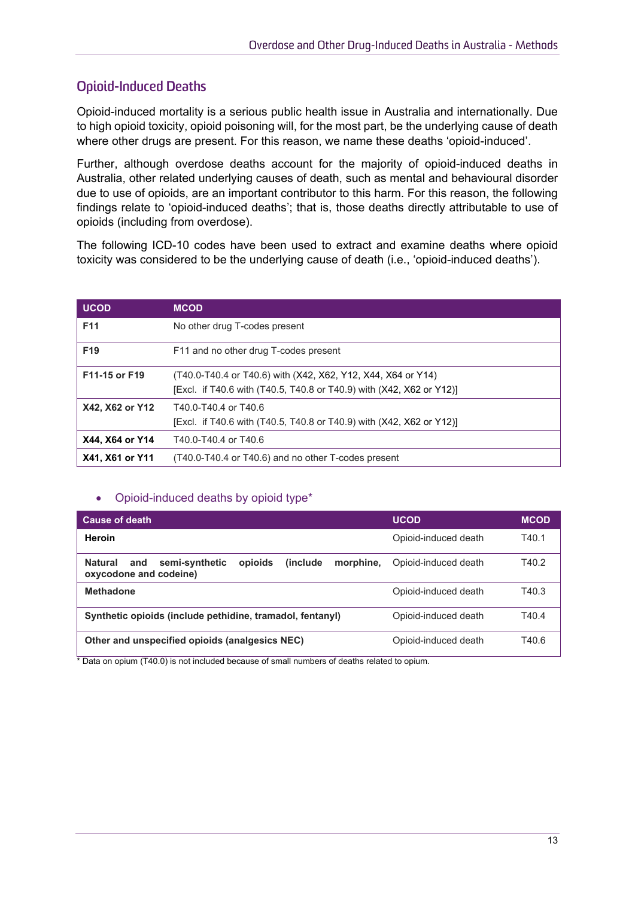## Opioid-Induced Deaths

Opioid-induced mortality is a serious public health issue in Australia and internationally. Due to high opioid toxicity, opioid poisoning will, for the most part, be the underlying cause of death where other drugs are present. For this reason, we name these deaths 'opioid-induced'.

Further, although overdose deaths account for the majority of opioid-induced deaths in Australia, other related underlying causes of death, such as mental and behavioural disorder due to use of opioids, are an important contributor to this harm. For this reason, the following findings relate to 'opioid-induced deaths'; that is, those deaths directly attributable to use of opioids (including from overdose).

The following ICD-10 codes have been used to extract and examine deaths where opioid toxicity was considered to be the underlying cause of death (i.e., 'opioid-induced deaths').

| UCOD | MCOD |
| --- | --- |
| **F11** | No other drug T-codes present |
| **F19** | F11 and no other drug T-codes present |
| **F11-15 or F19** | (T40.0-T40.4 or T40.6) with (X42, X62, Y12, X44, X64 or Y14) [Excl. if T40.6 with (T40.5, T40.8 or T40.9) with (X42, X62 or Y12)] |
| **X42, X62 or Y12** | T40.0-T40.4 or T40.6 [Excl. if T40.6 with (T40.5, T40.8 or T40.9) with (X42, X62 or Y12)] |
| **X44, X64 or Y14** | T40.0-T40.4 or T40.6 |
| **X41, X61 or Y11** | (T40.0-T40.4 or T40.6) and no other T-codes present |

- Opioid-induced deaths by opioid type*

| Cause of death | UCOD | MCOD |
| --- | --- | --- |
| **Heroin** | Opioid-induced death | T40.1 |
| **Natural and semi-synthetic opioids (include morphine, oxycodone and codeine)** | Opioid-induced death | T40.2 |
| **Methadone** | Opioid-induced death | T40.3 |
| **Synthetic opioids (include pethidine, tramadol, fentanyl)** | Opioid-induced death | T40.4 |
| **Other and unspecified opioids (analgesics NEC)** | Opioid-induced death | T40.6 |

* Data on opium (T40.0) is not included because of small numbers of deaths related to opium.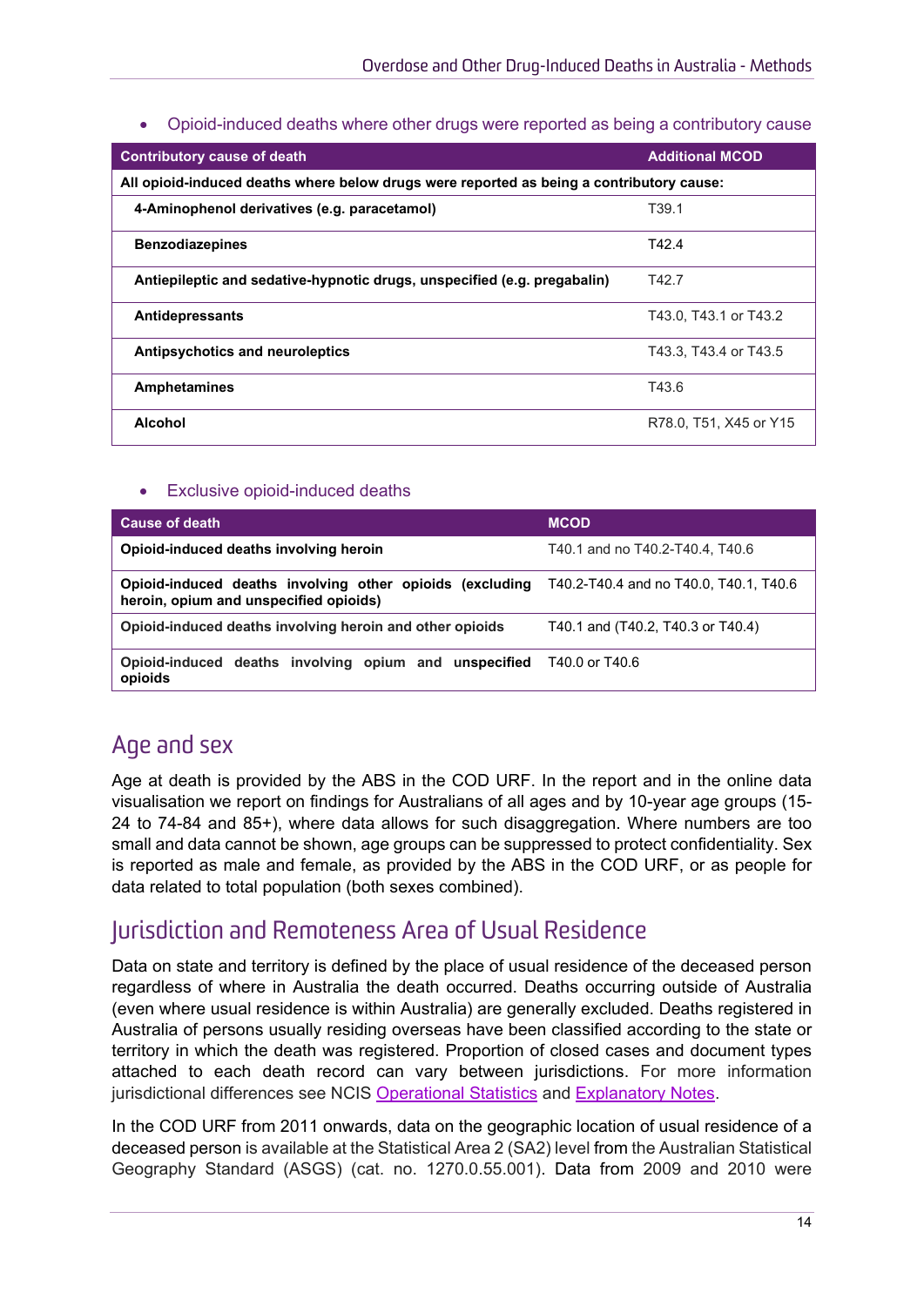- Opioid-induced deaths where other drugs were reported as being a contributory cause

| Contributory cause of death | Additional MCOD |
|---|---|
| **All opioid-induced deaths where below drugs were reported as being a contributory cause:** | |
| **4-Aminophenol derivatives (e.g. paracetamol)** | T39.1 |
| **Benzodiazepines** | T42.4 |
| **Antiepileptic and sedative-hypnotic drugs, unspecified (e.g. pregabalin)** | T42.7 |
| **Antidepressants** | T43.0, T43.1 or T43.2 |
| **Antipsychotics and neuroleptics** | T43.3, T43.4 or T43.5 |
| **Amphetamines** | T43.6 |
| **Alcohol** | R78.0, T51, X45 or Y15 |

- Exclusive opioid-induced deaths

| Cause of death | MCOD |
|---|---|
| **Opioid-induced deaths involving heroin** | T40.1 and no T40.2-T40.4, T40.6 |
| **Opioid-induced deaths involving other opioids (excluding heroin, opium and unspecified opioids)** | T40.2-T40.4 and no T40.0, T40.1, T40.6 |
| **Opioid-induced deaths involving heroin and other opioids** | T40.1 and (T40.2, T40.3 or T40.4) |
| **Opioid-induced deaths involving opium and unspecified opioids** | T40.0 or T40.6 |

## Age and sex

Age at death is provided by the ABS in the COD URF. In the report and in the online data visualisation we report on findings for Australians of all ages and by 10-year age groups (15-24 to 74-84 and 85+), where data allows for such disaggregation. Where numbers are too small and data cannot be shown, age groups can be suppressed to protect confidentiality. Sex is reported as male and female, as provided by the ABS in the COD URF, or as people for data related to total population (both sexes combined).

## Jurisdiction and Remoteness Area of Usual Residence

Data on state and territory is defined by the place of usual residence of the deceased person regardless of where in Australia the death occurred. Deaths occurring outside of Australia (even where usual residence is within Australia) are generally excluded. Deaths registered in Australia of persons usually residing overseas have been classified according to the state or territory in which the death was registered. Proportion of closed cases and document types attached to each death record can vary between jurisdictions. For more information jurisdictional differences see NCIS Operational Statistics and Explanatory Notes.

In the COD URF from 2011 onwards, data on the geographic location of usual residence of a deceased person is available at the Statistical Area 2 (SA2) level from the Australian Statistical Geography Standard (ASGS) (cat. no. 1270.0.55.001). Data from 2009 and 2010 were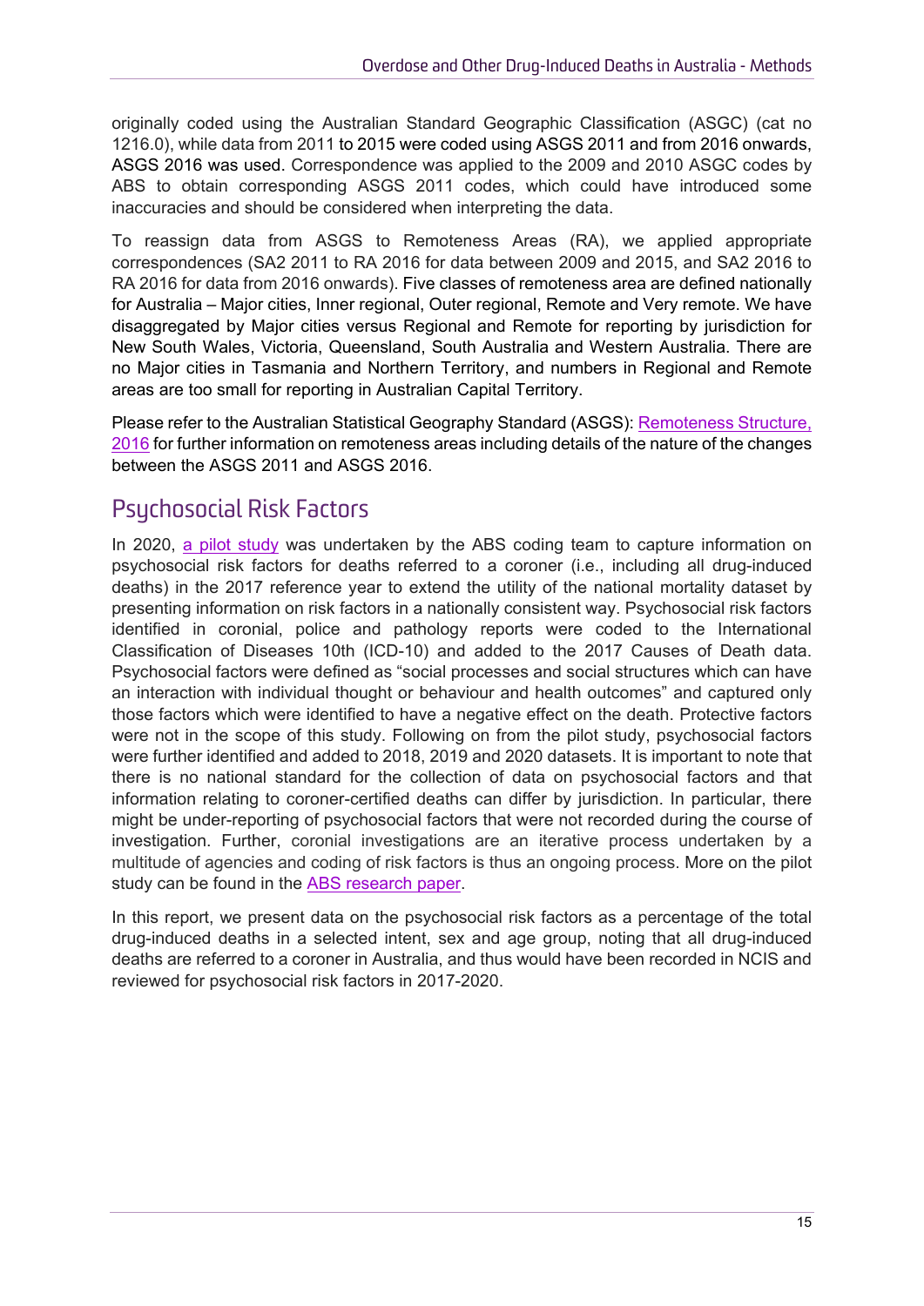originally coded using the Australian Standard Geographic Classification (ASGC) (cat no 1216.0), while data from 2011 to 2015 were coded using ASGS 2011 and from 2016 onwards, ASGS 2016 was used. Correspondence was applied to the 2009 and 2010 ASGC codes by ABS to obtain corresponding ASGS 2011 codes, which could have introduced some inaccuracies and should be considered when interpreting the data.

To reassign data from ASGS to Remoteness Areas (RA), we applied appropriate correspondences (SA2 2011 to RA 2016 for data between 2009 and 2015, and SA2 2016 to RA 2016 for data from 2016 onwards). Five classes of remoteness area are defined nationally for Australia – Major cities, Inner regional, Outer regional, Remote and Very remote. We have disaggregated by Major cities versus Regional and Remote for reporting by jurisdiction for New South Wales, Victoria, Queensland, South Australia and Western Australia. There are no Major cities in Tasmania and Northern Territory, and numbers in Regional and Remote areas are too small for reporting in Australian Capital Territory.

Please refer to the Australian Statistical Geography Standard (ASGS): [Remoteness Structure, 2016] for further information on remoteness areas including details of the nature of the changes between the ASGS 2011 and ASGS 2016.

## Psychosocial Risk Factors

In 2020, [a pilot study] was undertaken by the ABS coding team to capture information on psychosocial risk factors for deaths referred to a coroner (i.e., including all drug-induced deaths) in the 2017 reference year to extend the utility of the national mortality dataset by presenting information on risk factors in a nationally consistent way. Psychosocial risk factors identified in coronial, police and pathology reports were coded to the International Classification of Diseases 10th (ICD-10) and added to the 2017 Causes of Death data. Psychosocial factors were defined as "social processes and social structures which can have an interaction with individual thought or behaviour and health outcomes" and captured only those factors which were identified to have a negative effect on the death. Protective factors were not in the scope of this study. Following on from the pilot study, psychosocial factors were further identified and added to 2018, 2019 and 2020 datasets. It is important to note that there is no national standard for the collection of data on psychosocial factors and that information relating to coroner-certified deaths can differ by jurisdiction. In particular, there might be under-reporting of psychosocial factors that were not recorded during the course of investigation. Further, coronial investigations are an iterative process undertaken by a multitude of agencies and coding of risk factors is thus an ongoing process. More on the pilot study can be found in the [ABS research paper].

In this report, we present data on the psychosocial risk factors as a percentage of the total drug-induced deaths in a selected intent, sex and age group, noting that all drug-induced deaths are referred to a coroner in Australia, and thus would have been recorded in NCIS and reviewed for psychosocial risk factors in 2017-2020.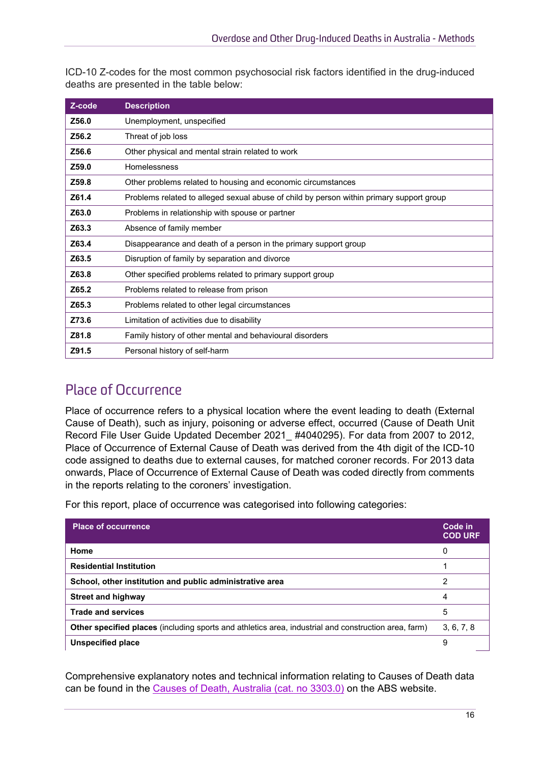ICD-10 Z-codes for the most common psychosocial risk factors identified in the drug-induced deaths are presented in the table below:

| Z-code | Description |
|---|---|
| **Z56.0** | Unemployment, unspecified |
| **Z56.2** | Threat of job loss |
| **Z56.6** | Other physical and mental strain related to work |
| **Z59.0** | Homelessness |
| **Z59.8** | Other problems related to housing and economic circumstances |
| **Z61.4** | Problems related to alleged sexual abuse of child by person within primary support group |
| **Z63.0** | Problems in relationship with spouse or partner |
| **Z63.3** | Absence of family member |
| **Z63.4** | Disappearance and death of a person in the primary support group |
| **Z63.5** | Disruption of family by separation and divorce |
| **Z63.8** | Other specified problems related to primary support group |
| **Z65.2** | Problems related to release from prison |
| **Z65.3** | Problems related to other legal circumstances |
| **Z73.6** | Limitation of activities due to disability |
| **Z81.8** | Family history of other mental and behavioural disorders |
| **Z91.5** | Personal history of self-harm |

## Place of Occurrence

Place of occurrence refers to a physical location where the event leading to death (External Cause of Death), such as injury, poisoning or adverse effect, occurred (Cause of Death Unit Record File User Guide Updated December 2021_ #4040295). For data from 2007 to 2012, Place of Occurrence of External Cause of Death was derived from the 4th digit of the ICD-10 code assigned to deaths due to external causes, for matched coroner records. For 2013 data onwards, Place of Occurrence of External Cause of Death was coded directly from comments in the reports relating to the coroners' investigation.

For this report, place of occurrence was categorised into following categories:

| Place of occurrence | Code in COD URF |
|---|---|
| **Home** | 0 |
| **Residential Institution** | 1 |
| **School, other institution and public administrative area** | 2 |
| **Street and highway** | 4 |
| **Trade and services** | 5 |
| **Other specified places** (including sports and athletics area, industrial and construction area, farm) | 3, 6, 7, 8 |
| **Unspecified place** | 9 |

Comprehensive explanatory notes and technical information relating to Causes of Death data can be found in the Causes of Death, Australia (cat. no 3303.0) on the ABS website.